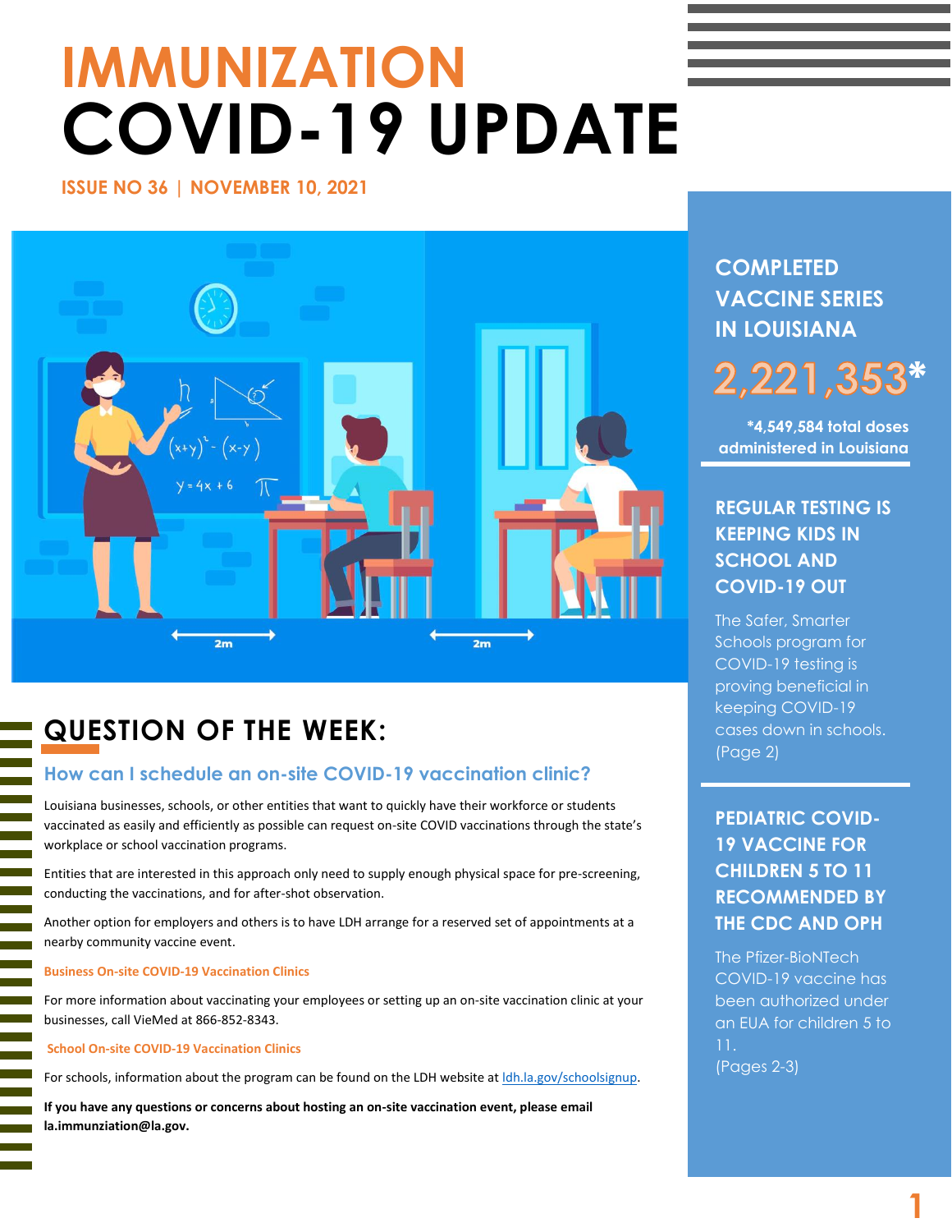# IMMUNIZATION COVID-19 UPDATE

ISSUE NO 36 | NOVEMBER 10, 2021

## QUESTION OF THE WEEK:

### How can I schedule an on-site COVID-19 vaccination clinic?

Louisiana businesses, schools, or other entities that want to quickly have their workforce or students vaccinated as easily and efficiently as possible can request on-site COVID vaccinations through the state's workplace or school vaccination programs.

Entities that are interested in this approach only need to supply enough physical space for pre-screening, conducting the vaccinations, and for after-shot observation.

Another option for employers and others is to have LDH arrange for a reserved set of appointments at a nearby community vaccine event.

**Business On-site COVID-19 Vaccination Clinics**

For more information about vaccinating your employees or setting up an on-site vaccination clinic at your businesses, call VieMed at 866-852-8343.

**School On-site COVID-19 Vaccination Clinics**

For schools, information about the program can be found on the LDH website at ldh.la.gov/schoolsignup.

**If you have any questions or concerns about hosting an on-site vaccination event, please email la.immunziation@la.gov.**

## COMPLETED VACCINE SERIES IN LOUISIANA

**2,221,353***

*4,549,584 total doses administered in Louisiana

## REGULAR TESTING IS KEEPING KIDS IN SCHOOL AND COVID-19 OUT

The Safer, Smarter Schools program for COVID-19 testing is proving beneficial in keeping COVID-19 cases down in schools. (Page 2)

## PEDIATRIC COVID-19 VACCINE FOR CHILDREN 5 TO 11 RECOMMENDED BY THE CDC AND OPH

The Pfizer-BioNTech COVID-19 vaccine has been authorized under an EUA for children 5 to 11.
(Pages 2-3)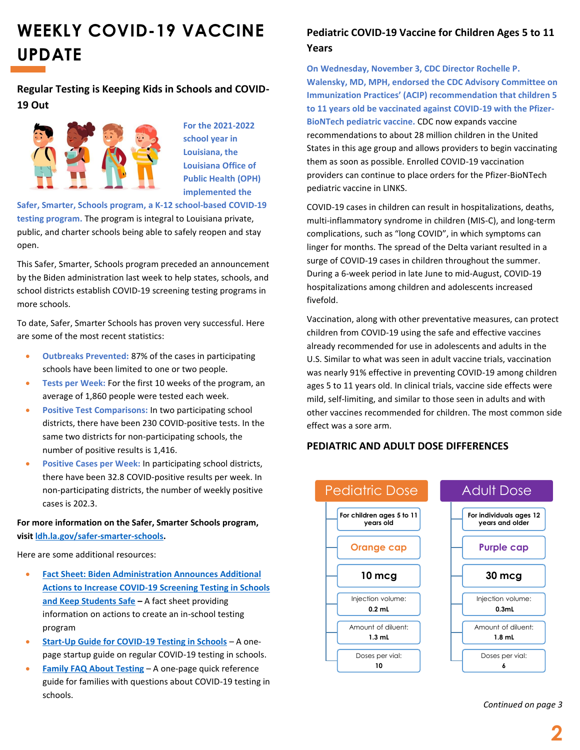# WEEKLY COVID-19 VACCINE UPDATE

## Regular Testing is Keeping Kids in Schools and COVID-19 Out

**For the 2021-2022 school year in Louisiana, the Louisiana Office of Public Health (OPH) implemented the Safer, Smarter, Schools program, a K-12 school-based COVID-19 testing program.** The program is integral to Louisiana private, public, and charter schools being able to safely reopen and stay open.

This Safer, Smarter, Schools program preceded an announcement by the Biden administration last week to help states, schools, and school districts establish COVID-19 screening testing programs in more schools.

To date, Safer, Smarter Schools has proven very successful. Here are some of the most recent statistics:

- **Outbreaks Prevented:** 87% of the cases in participating schools have been limited to one or two people.
- **Tests per Week:** For the first 10 weeks of the program, an average of 1,860 people were tested each week.
- **Positive Test Comparisons:** In two participating school districts, there have been 230 COVID-positive tests. In the same two districts for non-participating schools, the number of positive results is 1,416.
- **Positive Cases per Week:** In participating school districts, there have been 32.8 COVID-positive results per week. In non-participating districts, the number of weekly positive cases is 202.3.

**For more information on the Safer, Smarter Schools program, visit ldh.la.gov/safer-smarter-schools.**

Here are some additional resources:

- **Fact Sheet: Biden Administration Announces Additional Actions to Increase COVID-19 Screening Testing in Schools and Keep Students Safe** – A fact sheet providing information on actions to create an in-school testing program
- **Start-Up Guide for COVID-19 Testing in Schools** – A one-page startup guide on regular COVID-19 testing in schools.
- **Family FAQ About Testing** – A one-page quick reference guide for families with questions about COVID-19 testing in schools.

## Pediatric COVID-19 Vaccine for Children Ages 5 to 11 Years

**On Wednesday, November 3, CDC Director Rochelle P. Walensky, MD, MPH, endorsed the CDC Advisory Committee on Immunization Practices' (ACIP) recommendation that children 5 to 11 years old be vaccinated against COVID-19 with the Pfizer-BioNTech pediatric vaccine.** CDC now expands vaccine recommendations to about 28 million children in the United States in this age group and allows providers to begin vaccinating them as soon as possible. Enrolled COVID-19 vaccination providers can continue to place orders for the Pfizer-BioNTech pediatric vaccine in LINKS.

COVID-19 cases in children can result in hospitalizations, deaths, multi-inflammatory syndrome in children (MIS-C), and long-term complications, such as "long COVID", in which symptoms can linger for months. The spread of the Delta variant resulted in a surge of COVID-19 cases in children throughout the summer. During a 6-week period in late June to mid-August, COVID-19 hospitalizations among children and adolescents increased fivefold.

Vaccination, along with other preventative measures, can protect children from COVID-19 using the safe and effective vaccines already recommended for use in adolescents and adults in the U.S. Similar to what was seen in adult vaccine trials, vaccination was nearly 91% effective in preventing COVID-19 among children ages 5 to 11 years old. In clinical trials, vaccine side effects were mild, self-limiting, and similar to those seen in adults and with other vaccines recommended for children. The most common side effect was a sore arm.

### PEDIATRIC AND ADULT DOSE DIFFERENCES

| Pediatric Dose | Adult Dose |
| --- | --- |
| For children ages 5 to 11 years old | For individuals ages 12 years and older |
| Orange cap | Purple cap |
| 10 mcg | 30 mcg |
| Injection volume: 0.2 mL | Injection volume: 0.3mL |
| Amount of diluent: 1.3 mL | Amount of diluent: 1.8 mL |
| Doses per vial: 10 | Doses per vial: 6 |

*Continued on page 3*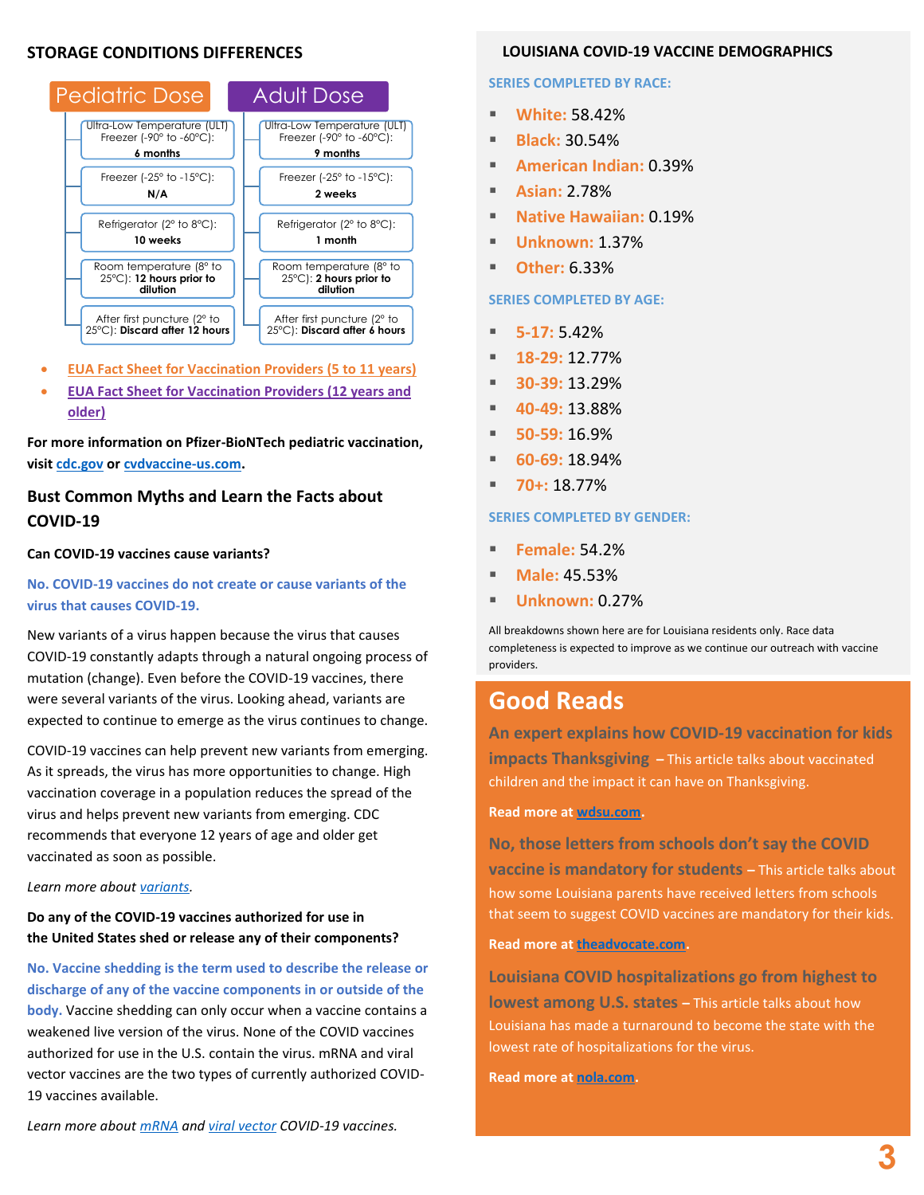## STORAGE CONDITIONS DIFFERENCES

| Pediatric Dose | Adult Dose |
| --- | --- |
| Ultra-Low Temperature (ULT) Freezer (-90° to -60°C): **6 months** | Ultra-Low Temperature (ULT) Freezer (-90° to -60°C): **9 months** |
| Freezer (-25° to -15°C): **N/A** | Freezer (-25° to -15°C): **2 weeks** |
| Refrigerator (2° to 8°C): **10 weeks** | Refrigerator (2° to 8°C): **1 month** |
| Room temperature (8° to 25°C): **12 hours prior to dilution** | Room temperature (8° to 25°C): **2 hours prior to dilution** |
| After first puncture (2° to 25°C): **Discard after 12 hours** | After first puncture (2° to 25°C): **Discard after 6 hours** |

- EUA Fact Sheet for Vaccination Providers (5 to 11 years)
- EUA Fact Sheet for Vaccination Providers (12 years and older)

**For more information on Pfizer-BioNTech pediatric vaccination, visit cdc.gov or cvdvaccine-us.com.**

## Bust Common Myths and Learn the Facts about COVID-19

**Can COVID-19 vaccines cause variants?**

**No. COVID-19 vaccines do not create or cause variants of the virus that causes COVID-19.**

New variants of a virus happen because the virus that causes COVID-19 constantly adapts through a natural ongoing process of mutation (change). Even before the COVID-19 vaccines, there were several variants of the virus. Looking ahead, variants are expected to continue to emerge as the virus continues to change.

COVID-19 vaccines can help prevent new variants from emerging. As it spreads, the virus has more opportunities to change. High vaccination coverage in a population reduces the spread of the virus and helps prevent new variants from emerging. CDC recommends that everyone 12 years of age and older get vaccinated as soon as possible.

*Learn more about variants.*

**Do any of the COVID-19 vaccines authorized for use in the United States shed or release any of their components?**

**No. Vaccine shedding is the term used to describe the release or discharge of any of the vaccine components in or outside of the body.** Vaccine shedding can only occur when a vaccine contains a weakened live version of the virus. None of the COVID vaccines authorized for use in the U.S. contain the virus. mRNA and viral vector vaccines are the two types of currently authorized COVID-19 vaccines available.

*Learn more about mRNA and viral vector COVID-19 vaccines.*

## LOUISIANA COVID-19 VACCINE DEMOGRAPHICS

**SERIES COMPLETED BY RACE:**

- **White:** 58.42%
- **Black:** 30.54%
- **American Indian:** 0.39%
- **Asian:** 2.78%
- **Native Hawaiian:** 0.19%
- **Unknown:** 1.37%
- **Other:** 6.33%

**SERIES COMPLETED BY AGE:**

- **5-17:** 5.42%
- **18-29:** 12.77%
- **30-39:** 13.29%
- **40-49:** 13.88%
- **50-59:** 16.9%
- **60-69:** 18.94%
- **70+:** 18.77%

**SERIES COMPLETED BY GENDER:**

- **Female:** 54.2%
- **Male:** 45.53%
- **Unknown:** 0.27%

All breakdowns shown here are for Louisiana residents only. Race data completeness is expected to improve as we continue our outreach with vaccine providers.

## Good Reads

**An expert explains how COVID-19 vaccination for kids impacts Thanksgiving** – This article talks about vaccinated children and the impact it can have on Thanksgiving.

**Read more at wdsu.com.**

**No, those letters from schools don't say the COVID vaccine is mandatory for students** – This article talks about how some Louisiana parents have received letters from schools that seem to suggest COVID vaccines are mandatory for their kids.

**Read more at theadvocate.com.**

**Louisiana COVID hospitalizations go from highest to lowest among U.S. states** – This article talks about how Louisiana has made a turnaround to become the state with the lowest rate of hospitalizations for the virus.

**Read more at nola.com.**